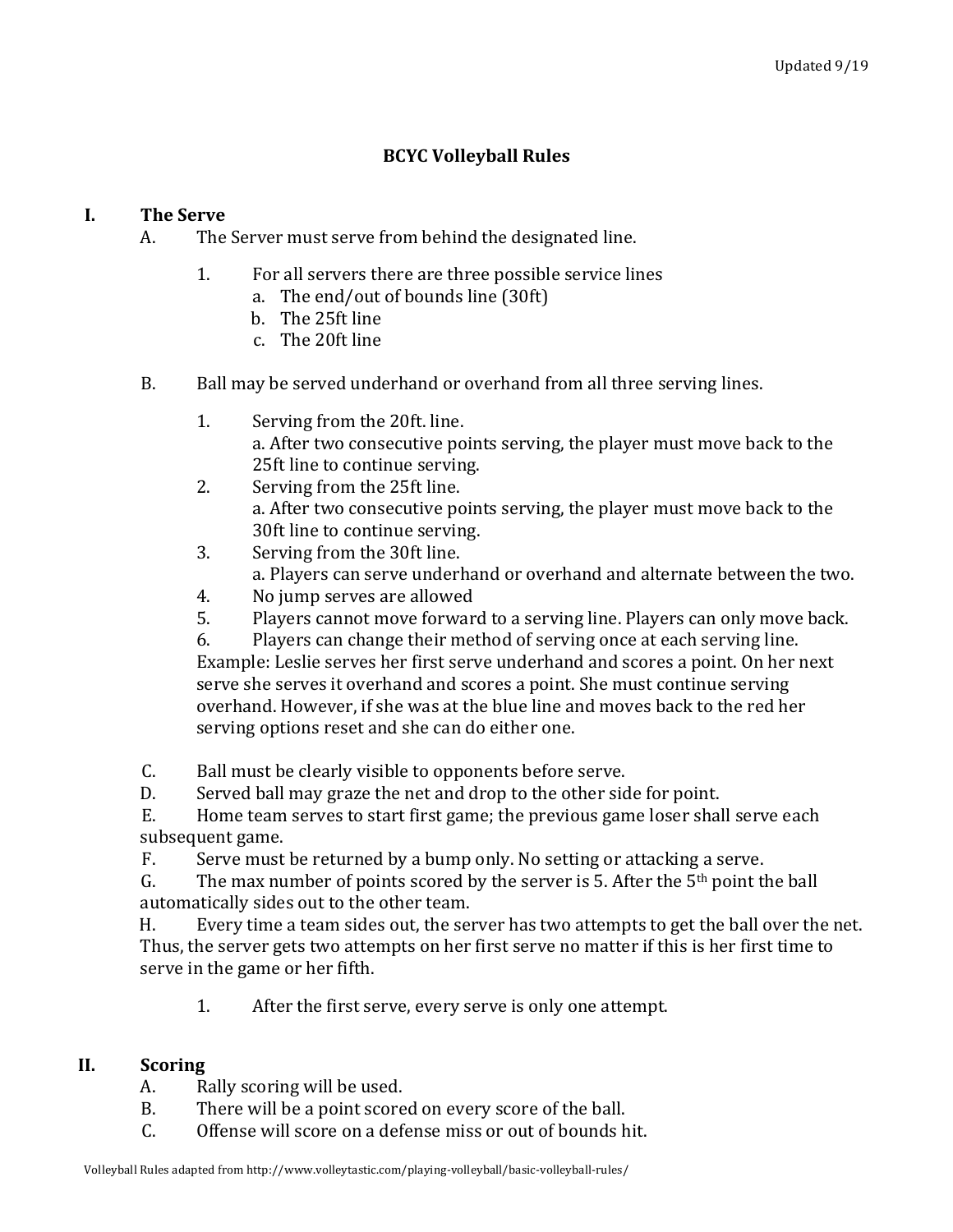Updated 9/19

# BCYC Volleyball Rules

## I. The Serve

A. The Server must serve from behind the designated line.

1. For all servers there are three possible service lines
   a. The end/out of bounds line (30ft)
   b. The 25ft line
   c. The 20ft line

B. Ball may be served underhand or overhand from all three serving lines.

1. Serving from the 20ft. line.
   a. After two consecutive points serving, the player must move back to the 25ft line to continue serving.
2. Serving from the 25ft line.
   a. After two consecutive points serving, the player must move back to the 30ft line to continue serving.
3. Serving from the 30ft line.
   a. Players can serve underhand or overhand and alternate between the two.
4. No jump serves are allowed
5. Players cannot move forward to a serving line. Players can only move back.
6. Players can change their method of serving once at each serving line.

Example: Leslie serves her first serve underhand and scores a point. On her next serve she serves it overhand and scores a point. She must continue serving overhand. However, if she was at the blue line and moves back to the red her serving options reset and she can do either one.

C. Ball must be clearly visible to opponents before serve.

D. Served ball may graze the net and drop to the other side for point.

E. Home team serves to start first game; the previous game loser shall serve each subsequent game.

F. Serve must be returned by a bump only. No setting or attacking a serve.

G. The max number of points scored by the server is 5. After the 5th point the ball automatically sides out to the other team.

H. Every time a team sides out, the server has two attempts to get the ball over the net. Thus, the server gets two attempts on her first serve no matter if this is her first time to serve in the game or her fifth.

1. After the first serve, every serve is only one attempt.

## II. Scoring

A. Rally scoring will be used.

B. There will be a point scored on every score of the ball.

C. Offense will score on a defense miss or out of bounds hit.

Volleyball Rules adapted from http://www.volleytastic.com/playing-volleyball/basic-volleyball-rules/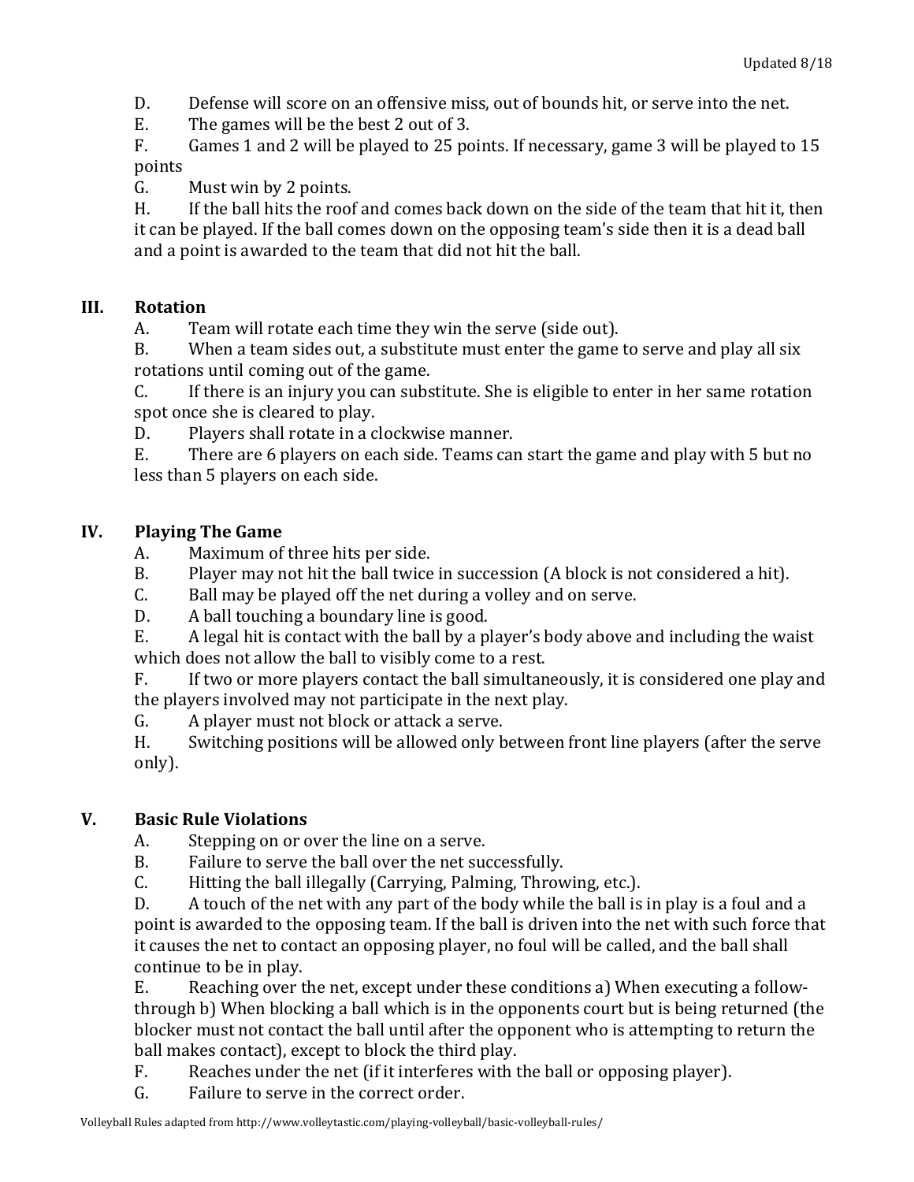D. Defense will score on an offensive miss, out of bounds hit, or serve into the net.

E. The games will be the best 2 out of 3.

F. Games 1 and 2 will be played to 25 points. If necessary, game 3 will be played to 15 points

G. Must win by 2 points.

H. If the ball hits the roof and comes back down on the side of the team that hit it, then it can be played. If the ball comes down on the opposing team's side then it is a dead ball and a point is awarded to the team that did not hit the ball.

## III. Rotation

A. Team will rotate each time they win the serve (side out).

B. When a team sides out, a substitute must enter the game to serve and play all six rotations until coming out of the game.

C. If there is an injury you can substitute. She is eligible to enter in her same rotation spot once she is cleared to play.

D. Players shall rotate in a clockwise manner.

E. There are 6 players on each side. Teams can start the game and play with 5 but no less than 5 players on each side.

## IV. Playing The Game

A. Maximum of three hits per side.

B. Player may not hit the ball twice in succession (A block is not considered a hit).

C. Ball may be played off the net during a volley and on serve.

D. A ball touching a boundary line is good.

E. A legal hit is contact with the ball by a player's body above and including the waist which does not allow the ball to visibly come to a rest.

F. If two or more players contact the ball simultaneously, it is considered one play and the players involved may not participate in the next play.

G. A player must not block or attack a serve.

H. Switching positions will be allowed only between front line players (after the serve only).

## V. Basic Rule Violations

A. Stepping on or over the line on a serve.

B. Failure to serve the ball over the net successfully.

C. Hitting the ball illegally (Carrying, Palming, Throwing, etc.).

D. A touch of the net with any part of the body while the ball is in play is a foul and a point is awarded to the opposing team. If the ball is driven into the net with such force that it causes the net to contact an opposing player, no foul will be called, and the ball shall continue to be in play.

E. Reaching over the net, except under these conditions a) When executing a follow-through b) When blocking a ball which is in the opponents court but is being returned (the blocker must not contact the ball until after the opponent who is attempting to return the ball makes contact), except to block the third play.

F. Reaches under the net (if it interferes with the ball or opposing player).

G. Failure to serve in the correct order.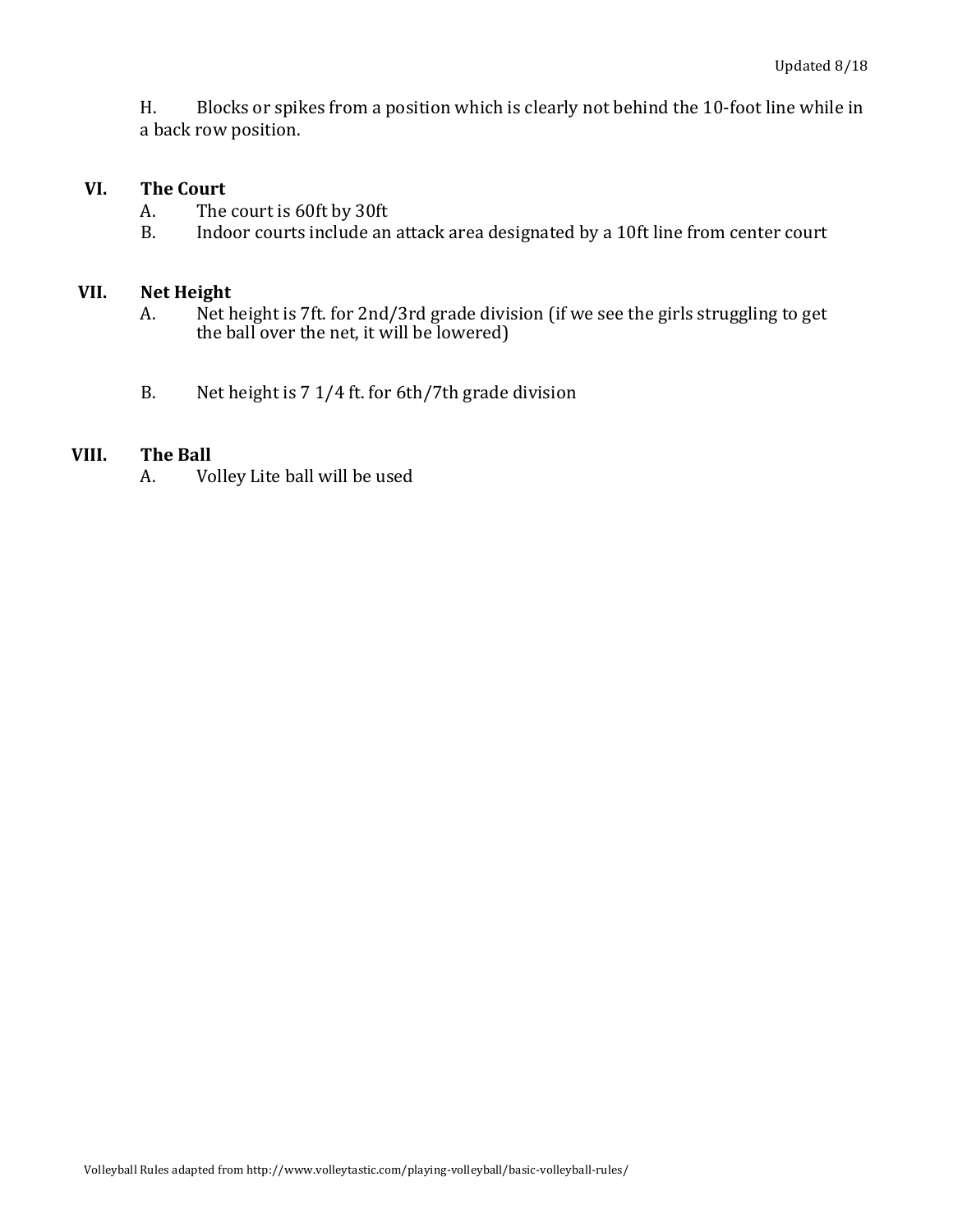H. Blocks or spikes from a position which is clearly not behind the 10-foot line while in a back row position.

## VI. The Court

A. The court is 60ft by 30ft

B. Indoor courts include an attack area designated by a 10ft line from center court

## VII. Net Height

A. Net height is 7ft. for 2nd/3rd grade division (if we see the girls struggling to get the ball over the net, it will be lowered)

B. Net height is 7 1/4 ft. for 6th/7th grade division

## VIII. The Ball

A. Volley Lite ball will be used

Volleyball Rules adapted from http://www.volleytastic.com/playing-volleyball/basic-volleyball-rules/